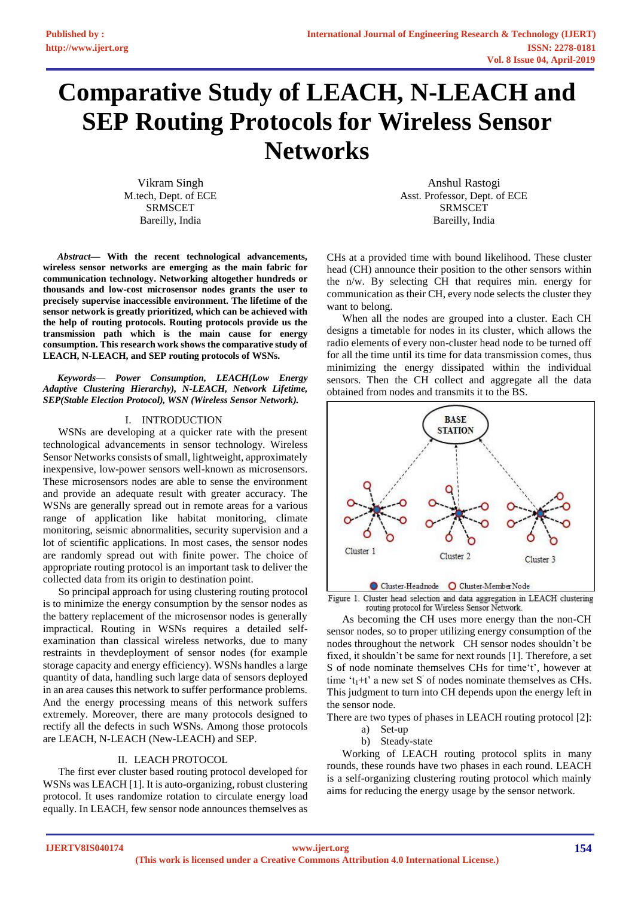# Comparative Study of LEACH, N-LEACH and SEP Routing Protocols for Wireless Sensor Networks

Vikram Singh
M.tech, Dept. of ECE
SRMSCET
Bareilly, India

Anshul Rastogi
Asst. Professor, Dept. of ECE
SRMSCET
Bareilly, India

***Abstract*— With the recent technological advancements, wireless sensor networks are emerging as the main fabric for communication technology. Networking altogether hundreds or thousands and low-cost microsensor nodes grants the user to precisely supervise inaccessible environment. The lifetime of the sensor network is greatly prioritized, which can be achieved with the help of routing protocols. Routing protocols provide us the transmission path which is the main cause for energy consumption. This research work shows the comparative study of LEACH, N-LEACH, and SEP routing protocols of WSNs.**

***Keywords*— *Power Consumption, LEACH(Low Energy Adaptive Clustering Hierarchy), N-LEACH, Network Lifetime, SEP(Stable Election Protocol), WSN (Wireless Sensor Network).***

## I. INTRODUCTION

WSNs are developing at a quicker rate with the present technological advancements in sensor technology. Wireless Sensor Networks consists of small, lightweight, approximately inexpensive, low-power sensors well-known as microsensors. These microsensors nodes are able to sense the environment and provide an adequate result with greater accuracy. The WSNs are generally spread out in remote areas for a various range of application like habitat monitoring, climate monitoring, seismic abnormalities, security supervision and a lot of scientific applications. In most cases, the sensor nodes are randomly spread out with finite power. The choice of appropriate routing protocol is an important task to deliver the collected data from its origin to destination point.

So principal approach for using clustering routing protocol is to minimize the energy consumption by the sensor nodes as the battery replacement of the microsensor nodes is generally impractical. Routing in WSNs requires a detailed self-examination than classical wireless networks, due to many restraints in thevdeployment of sensor nodes (for example storage capacity and energy efficiency). WSNs handles a large quantity of data, handling such large data of sensors deployed in an area causes this network to suffer performance problems. And the energy processing means of this network suffers extremely. Moreover, there are many protocols designed to rectify all the defects in such WSNs. Among those protocols are LEACH, N-LEACH (New-LEACH) and SEP.

## II. LEACH PROTOCOL

The first ever cluster based routing protocol developed for WSNs was LEACH [1]. It is auto-organizing, robust clustering protocol. It uses randomize rotation to circulate energy load equally. In LEACH, few sensor node announces themselves as CHs at a provided time with bound likelihood. These cluster head (CH) announce their position to the other sensors within the n/w. By selecting CH that requires min. energy for communication as their CH, every node selects the cluster they want to belong.

When all the nodes are grouped into a cluster. Each CH designs a timetable for nodes in its cluster, which allows the radio elements of every non-cluster head node to be turned off for all the time until its time for data transmission comes, thus minimizing the energy dissipated within the individual sensors. Then the CH collect and aggregate all the data obtained from nodes and transmits it to the BS.

Figure 1. Cluster head selection and data aggregation in LEACH clustering routing protocol for Wireless Sensor Network.

As becoming the CH uses more energy than the non-CH sensor nodes, so to proper utilizing energy consumption of the nodes throughout the network CH sensor nodes shouldn't be fixed, it shouldn't be same for next rounds [1]. Therefore, a set S of node nominate themselves CHs for time't', however at time '$t_1$+t' a new set S' of nodes nominate themselves as CHs. This judgment to turn into CH depends upon the energy left in the sensor node.

There are two types of phases in LEACH routing protocol [2]:

a) Set-up
b) Steady-state

Working of LEACH routing protocol splits in many rounds, these rounds have two phases in each round. LEACH is a self-organizing clustering routing protocol which mainly aims for reducing the energy usage by the sensor network.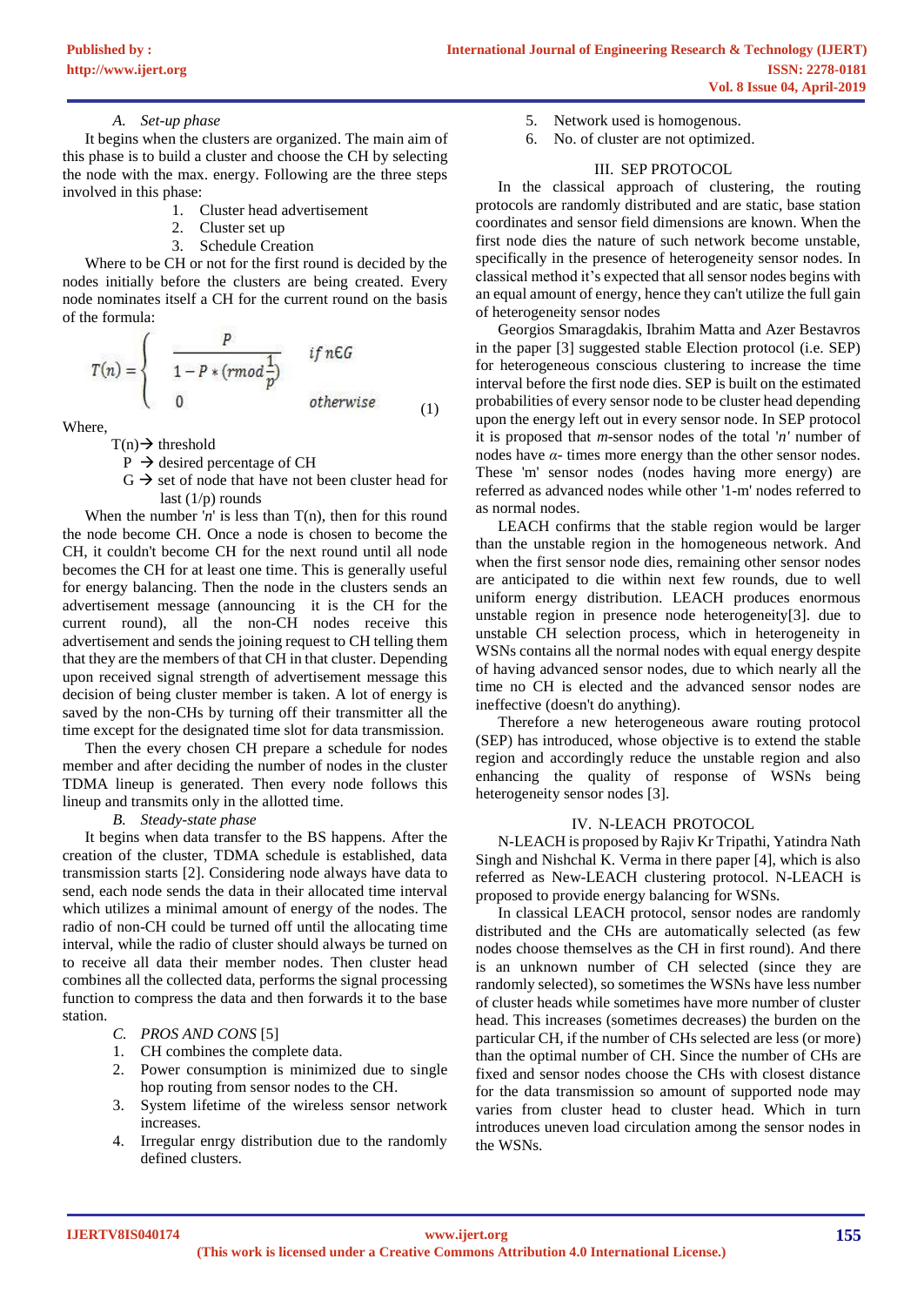### A. *Set-up phase*

It begins when the clusters are organized. The main aim of this phase is to build a cluster and choose the CH by selecting the node with the max. energy. Following are the three steps involved in this phase:

1. Cluster head advertisement
2. Cluster set up
3. Schedule Creation

Where to be CH or not for the first round is decided by the nodes initially before the clusters are being created. Every node nominates itself a CH for the current round on the basis of the formula:

$$T(n) = \begin{cases} \dfrac{P}{1 - P * (r \bmod \frac{1}{p})} & \text{if } n \in G \\ 0 & \text{otherwise} \end{cases} \quad (1)$$

Where,

T(n)→ threshold

P → desired percentage of CH

G → set of node that have not been cluster head for last (1/p) rounds

When the number '*n*' is less than T(n), then for this round the node become CH. Once a node is chosen to become the CH, it couldn't become CH for the next round until all node becomes the CH for at least one time. This is generally useful for energy balancing. Then the node in the clusters sends an advertisement message (announcing it is the CH for the current round), all the non-CH nodes receive this advertisement and sends the joining request to CH telling them that they are the members of that CH in that cluster. Depending upon received signal strength of advertisement message this decision of being cluster member is taken. A lot of energy is saved by the non-CHs by turning off their transmitter all the time except for the designated time slot for data transmission.

Then the every chosen CH prepare a schedule for nodes member and after deciding the number of nodes in the cluster TDMA lineup is generated. Then every node follows this lineup and transmits only in the allotted time.

### B. *Steady-state phase*

It begins when data transfer to the BS happens. After the creation of the cluster, TDMA schedule is established, data transmission starts [2]. Considering node always have data to send, each node sends the data in their allocated time interval which utilizes a minimal amount of energy of the nodes. The radio of non-CH could be turned off until the allocating time interval, while the radio of cluster should always be turned on to receive all data their member nodes. Then cluster head combines all the collected data, performs the signal processing function to compress the data and then forwards it to the base station.

### C. *PROS AND CONS* [5]

1. CH combines the complete data.
2. Power consumption is minimized due to single hop routing from sensor nodes to the CH.
3. System lifetime of the wireless sensor network increases.
4. Irregular enrgy distribution due to the randomly defined clusters.
5. Network used is homogenous.
6. No. of cluster are not optimized.

## III. SEP PROTOCOL

In the classical approach of clustering, the routing protocols are randomly distributed and are static, base station coordinates and sensor field dimensions are known. When the first node dies the nature of such network become unstable, specifically in the presence of heterogeneity sensor nodes. In classical method it's expected that all sensor nodes begins with an equal amount of energy, hence they can't utilize the full gain of heterogeneity sensor nodes

Georgios Smaragdakis, Ibrahim Matta and Azer Bestavros in the paper [3] suggested stable Election protocol (i.e. SEP) for heterogeneous conscious clustering to increase the time interval before the first node dies. SEP is built on the estimated probabilities of every sensor node to be cluster head depending upon the energy left out in every sensor node. In SEP protocol it is proposed that *m*-sensor nodes of the total '*n*' number of nodes have $\alpha$- times more energy than the other sensor nodes. These 'm' sensor nodes (nodes having more energy) are referred as advanced nodes while other '1-m' nodes referred to as normal nodes.

LEACH confirms that the stable region would be larger than the unstable region in the homogeneous network. And when the first sensor node dies, remaining other sensor nodes are anticipated to die within next few rounds, due to well uniform energy distribution. LEACH produces enormous unstable region in presence node heterogeneity[3]. due to unstable CH selection process, which in heterogeneity in WSNs contains all the normal nodes with equal energy despite of having advanced sensor nodes, due to which nearly all the time no CH is elected and the advanced sensor nodes are ineffective (doesn't do anything).

Therefore a new heterogeneous aware routing protocol (SEP) has introduced, whose objective is to extend the stable region and accordingly reduce the unstable region and also enhancing the quality of response of WSNs being heterogeneity sensor nodes [3].

## IV. N-LEACH PROTOCOL

N-LEACH is proposed by Rajiv Kr Tripathi, Yatindra Nath Singh and Nishchal K. Verma in there paper [4], which is also referred as New-LEACH clustering protocol. N-LEACH is proposed to provide energy balancing for WSNs.

In classical LEACH protocol, sensor nodes are randomly distributed and the CHs are automatically selected (as few nodes choose themselves as the CH in first round). And there is an unknown number of CH selected (since they are randomly selected), so sometimes the WSNs have less number of cluster heads while sometimes have more number of cluster head. This increases (sometimes decreases) the burden on the particular CH, if the number of CHs selected are less (or more) than the optimal number of CH. Since the number of CHs are fixed and sensor nodes choose the CHs with closest distance for the data transmission so amount of supported node may varies from cluster head to cluster head. Which in turn introduces uneven load circulation among the sensor nodes in the WSNs.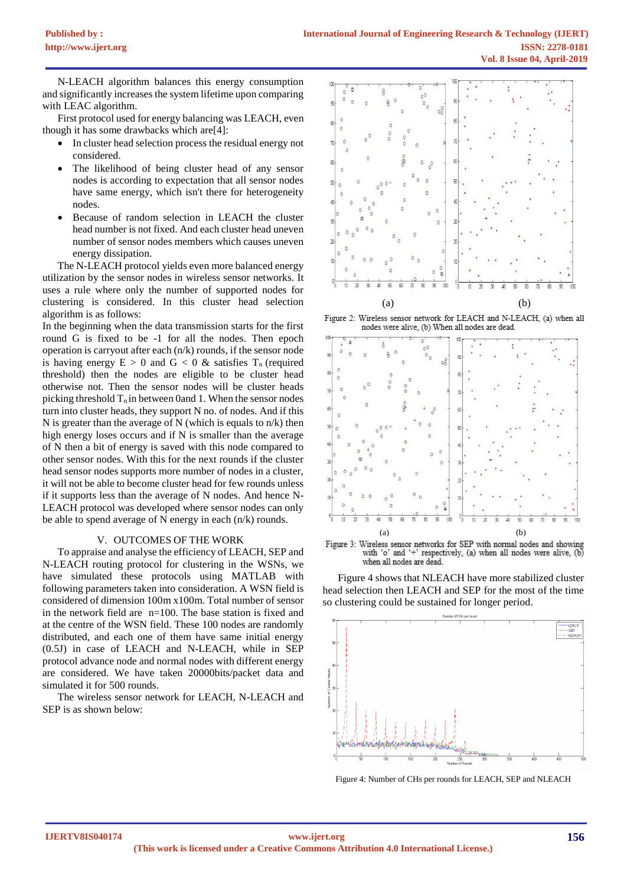N-LEACH algorithm balances this energy consumption and significantly increases the system lifetime upon comparing with LEAC algorithm.

First protocol used for energy balancing was LEACH, even though it has some drawbacks which are[4]:

- In cluster head selection process the residual energy not considered.
- The likelihood of being cluster head of any sensor nodes is according to expectation that all sensor nodes have same energy, which isn't there for heterogeneity nodes.
- Because of random selection in LEACH the cluster head number is not fixed. And each cluster head uneven number of sensor nodes members which causes uneven energy dissipation.

The N-LEACH protocol yields even more balanced energy utilization by the sensor nodes in wireless sensor networks. It uses a rule where only the number of supported nodes for clustering is considered. In this cluster head selection algorithm is as follows:

In the beginning when the data transmission starts for the first round G is fixed to be -1 for all the nodes. Then epoch operation is carryout after each (n/k) rounds, if the sensor node is having energy $E > 0$ and $G < 0$ & satisfies $T_n$ (required threshold) then the nodes are eligible to be cluster head otherwise not. Then the sensor nodes will be cluster heads picking threshold $T_n$ in between 0and 1. When the sensor nodes turn into cluster heads, they support N no. of nodes. And if this N is greater than the average of N (which is equals to n/k) then high energy loses occurs and if N is smaller than the average of N then a bit of energy is saved with this node compared to other sensor nodes. With this for the next rounds if the cluster head sensor nodes supports more number of nodes in a cluster, it will not be able to become cluster head for few rounds unless if it supports less than the average of N nodes. And hence N-LEACH protocol was developed where sensor nodes can only be able to spend average of N energy in each (n/k) rounds.

## V. OUTCOMES OF THE WORK

To appraise and analyse the efficiency of LEACH, SEP and N-LEACH routing protocol for clustering in the WSNs, we have simulated these protocols using MATLAB with following parameters taken into consideration. A WSN field is considered of dimension 100m x100m. Total number of sensor in the network field are n=100. The base station is fixed and at the centre of the WSN field. These 100 nodes are randomly distributed, and each one of them have same initial energy (0.5J) in case of LEACH and N-LEACH, while in SEP protocol advance node and normal nodes with different energy are considered. We have taken 20000bits/packet data and simulated it for 500 rounds.

The wireless sensor network for LEACH, N-LEACH and SEP is as shown below:

Figure 2: Wireless sensor network for LEACH and N-LEACH, (a) when all nodes were alive, (b) When all nodes are dead.

Figure 3: Wireless sensor networks for SEP with normal nodes and showing with 'o' and '+' respectively, (a) when all nodes were alive, (b) when all nodes are dead.

Figure 4 shows that NLEACH have more stabilized cluster head selection then LEACH and SEP for the most of the time so clustering could be sustained for longer period.

Figure 4: Number of CHs per rounds for LEACH, SEP and NLEACH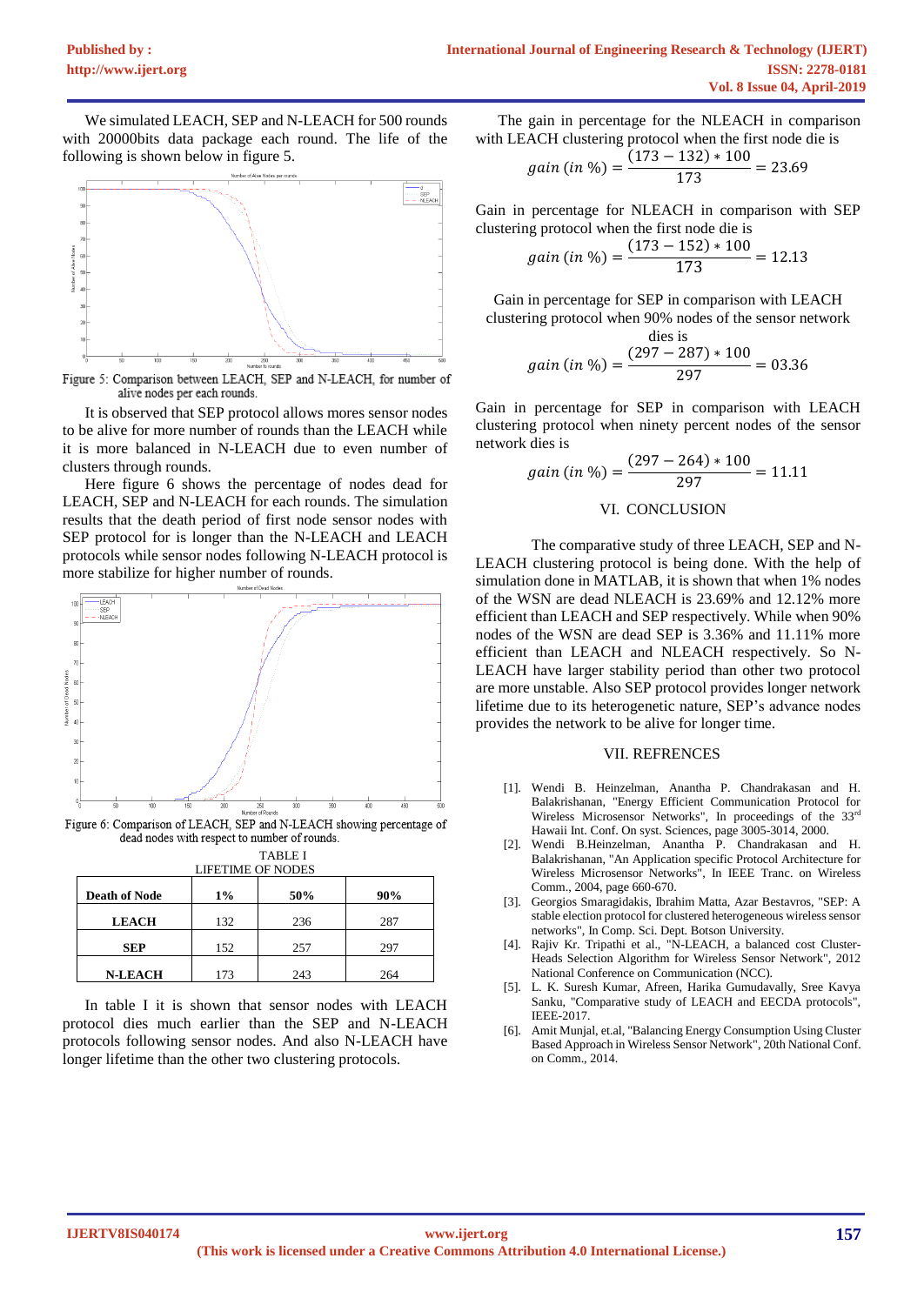We simulated LEACH, SEP and N-LEACH for 500 rounds with 20000bits data package each round. The life of the following is shown below in figure 5.

Number of Alive Nodes per rounds

LEACH
SEP
NLEACH

Number of Alive Nodes

Number to rounds

Figure 5: Comparison between LEACH, SEP and N-LEACH, for number of alive nodes per each rounds.

It is observed that SEP protocol allows mores sensor nodes to be alive for more number of rounds than the LEACH while it is more balanced in N-LEACH due to even number of clusters through rounds.

Here figure 6 shows the percentage of nodes dead for LEACH, SEP and N-LEACH for each rounds. The simulation results that the death period of first node sensor nodes with SEP protocol for is longer than the N-LEACH and LEACH protocols while sensor nodes following N-LEACH protocol is more stabilize for higher number of rounds.

Number of Dead Nodes

LEACH
SEP
NLEACH

Number of Dead Nodes

Number of Rounds

Figure 6: Comparison of LEACH, SEP and N-LEACH showing percentage of dead nodes with respect to number of rounds.

TABLE I
LIFETIME OF NODES

| Death of Node | 1% | 50% | 90% |
|---|---|---|---|
| LEACH | 132 | 236 | 287 |
| SEP | 152 | 257 | 297 |
| N-LEACH | 173 | 243 | 264 |

In table I it is shown that sensor nodes with LEACH protocol dies much earlier than the SEP and N-LEACH protocols following sensor nodes. And also N-LEACH have longer lifetime than the other two clustering protocols.

The gain in percentage for the NLEACH in comparison with LEACH clustering protocol when the first node die is

$$gain\ (in\ \%) = \frac{(173-132)*100}{173} = 23.69$$

Gain in percentage for NLEACH in comparison with SEP clustering protocol when the first node die is

$$gain\ (in\ \%) = \frac{(173-152)*100}{173} = 12.13$$

Gain in percentage for SEP in comparison with LEACH clustering protocol when 90% nodes of the sensor network dies is

$$gain\ (in\ \%) = \frac{(297-287)*100}{297} = 03.36$$

Gain in percentage for SEP in comparison with LEACH clustering protocol when ninety percent nodes of the sensor network dies is

$$gain\ (in\ \%) = \frac{(297-264)*100}{297} = 11.11$$

## VI. CONCLUSION

The comparative study of three LEACH, SEP and N-LEACH clustering protocol is being done. With the help of simulation done in MATLAB, it is shown that when 1% nodes of the WSN are dead NLEACH is 23.69% and 12.12% more efficient than LEACH and SEP respectively. While when 90% nodes of the WSN are dead SEP is 3.36% and 11.11% more efficient than LEACH and NLEACH respectively. So N-LEACH have larger stability period than other two protocol are more unstable. Also SEP protocol provides longer network lifetime due to its heterogenetic nature, SEP's advance nodes provides the network to be alive for longer time.

## VII. REFRENCES

[1]. Wendi B. Heinzelman, Anantha P. Chandrakasan and H. Balakrishanan, "Energy Efficient Communication Protocol for Wireless Microsensor Networks", In proceedings of the 33rd Hawaii Int. Conf. On syst. Sciences, page 3005-3014, 2000.

[2]. Wendi B.Heinzelman, Anantha P. Chandrakasan and H. Balakrishanan, "An Application specific Protocol Architecture for Wireless Microsensor Networks", In IEEE Tranc. on Wireless Comm., 2004, page 660-670.

[3]. Georgios Smaragidakis, Ibrahim Matta, Azar Bestavros, "SEP: A stable election protocol for clustered heterogeneous wireless sensor networks", In Comp. Sci. Dept. Botson University.

[4]. Rajiv Kr. Tripathi et al., "N-LEACH, a balanced cost Cluster-Heads Selection Algorithm for Wireless Sensor Network", 2012 National Conference on Communication (NCC).

[5]. L. K. Suresh Kumar, Afreen, Harika Gumudavally, Sree Kavya Sanku, "Comparative study of LEACH and EECDA protocols", IEEE-2017.

[6]. Amit Munjal, et.al, "Balancing Energy Consumption Using Cluster Based Approach in Wireless Sensor Network", 20th National Conf. on Comm., 2014.